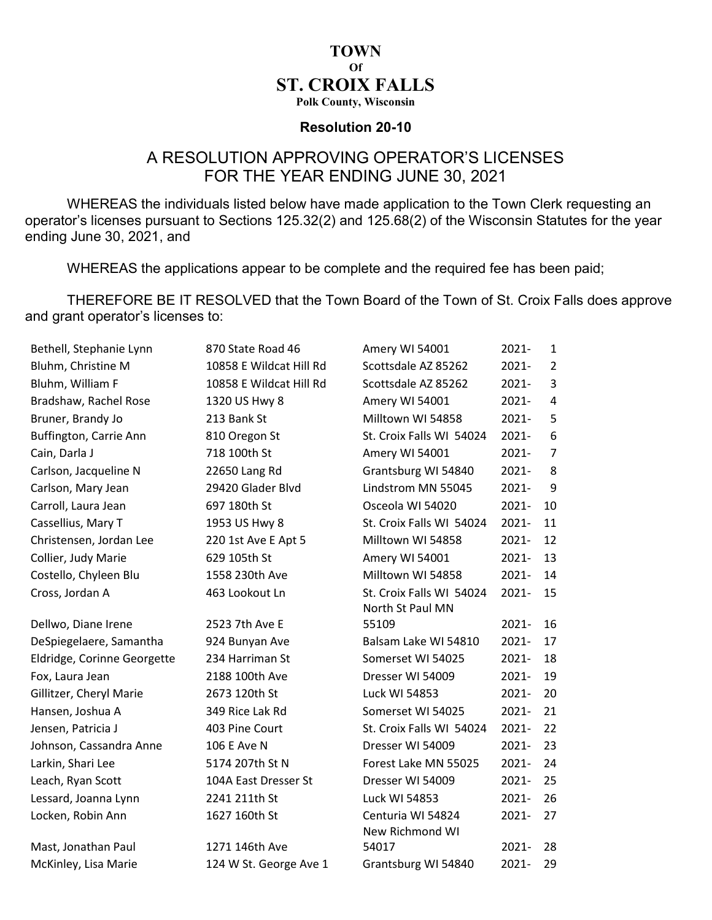# TOWN
## Of
# ST. CROIX FALLS
**Polk County, Wisconsin**

**Resolution 20-10**

## A RESOLUTION APPROVING OPERATOR'S LICENSES FOR THE YEAR ENDING JUNE 30, 2021

WHEREAS the individuals listed below have made application to the Town Clerk requesting an operator's licenses pursuant to Sections 125.32(2) and 125.68(2) of the Wisconsin Statutes for the year ending June 30, 2021, and

WHEREAS the applications appear to be complete and the required fee has been paid;

THEREFORE BE IT RESOLVED that the Town Board of the Town of St. Croix Falls does approve and grant operator's licenses to:

| | | | | |
|---|---|---|---|---|
| Bethell, Stephanie Lynn | 870 State Road 46 | Amery WI 54001 | 2021- | 1 |
| Bluhm, Christine M | 10858 E Wildcat Hill Rd | Scottsdale AZ 85262 | 2021- | 2 |
| Bluhm, William F | 10858 E Wildcat Hill Rd | Scottsdale AZ 85262 | 2021- | 3 |
| Bradshaw, Rachel Rose | 1320 US Hwy 8 | Amery WI 54001 | 2021- | 4 |
| Bruner, Brandy Jo | 213 Bank St | Milltown WI 54858 | 2021- | 5 |
| Buffington, Carrie Ann | 810 Oregon St | St. Croix Falls WI 54024 | 2021- | 6 |
| Cain, Darla J | 718 100th St | Amery WI 54001 | 2021- | 7 |
| Carlson, Jacqueline N | 22650 Lang Rd | Grantsburg WI 54840 | 2021- | 8 |
| Carlson, Mary Jean | 29420 Glader Blvd | Lindstrom MN 55045 | 2021- | 9 |
| Carroll, Laura Jean | 697 180th St | Osceola WI 54020 | 2021- | 10 |
| Cassellius, Mary T | 1953 US Hwy 8 | St. Croix Falls WI 54024 | 2021- | 11 |
| Christensen, Jordan Lee | 220 1st Ave E Apt 5 | Milltown WI 54858 | 2021- | 12 |
| Collier, Judy Marie | 629 105th St | Amery WI 54001 | 2021- | 13 |
| Costello, Chyleen Blu | 1558 230th Ave | Milltown WI 54858 | 2021- | 14 |
| Cross, Jordan A | 463 Lookout Ln | St. Croix Falls WI 54024 | 2021- | 15 |
| Dellwo, Diane Irene | 2523 7th Ave E | North St Paul MN 55109 | 2021- | 16 |
| DeSpiegelaere, Samantha | 924 Bunyan Ave | Balsam Lake WI 54810 | 2021- | 17 |
| Eldridge, Corinne Georgette | 234 Harriman St | Somerset WI 54025 | 2021- | 18 |
| Fox, Laura Jean | 2188 100th Ave | Dresser WI 54009 | 2021- | 19 |
| Gillitzer, Cheryl Marie | 2673 120th St | Luck WI 54853 | 2021- | 20 |
| Hansen, Joshua A | 349 Rice Lak Rd | Somerset WI 54025 | 2021- | 21 |
| Jensen, Patricia J | 403 Pine Court | St. Croix Falls WI 54024 | 2021- | 22 |
| Johnson, Cassandra Anne | 106 E Ave N | Dresser WI 54009 | 2021- | 23 |
| Larkin, Shari Lee | 5174 207th St N | Forest Lake MN 55025 | 2021- | 24 |
| Leach, Ryan Scott | 104A East Dresser St | Dresser WI 54009 | 2021- | 25 |
| Lessard, Joanna Lynn | 2241 211th St | Luck WI 54853 | 2021- | 26 |
| Locken, Robin Ann | 1627 160th St | Centuria WI 54824 | 2021- | 27 |
| Mast, Jonathan Paul | 1271 146th Ave | New Richmond WI 54017 | 2021- | 28 |
| McKinley, Lisa Marie | 124 W St. George Ave 1 | Grantsburg WI 54840 | 2021- | 29 |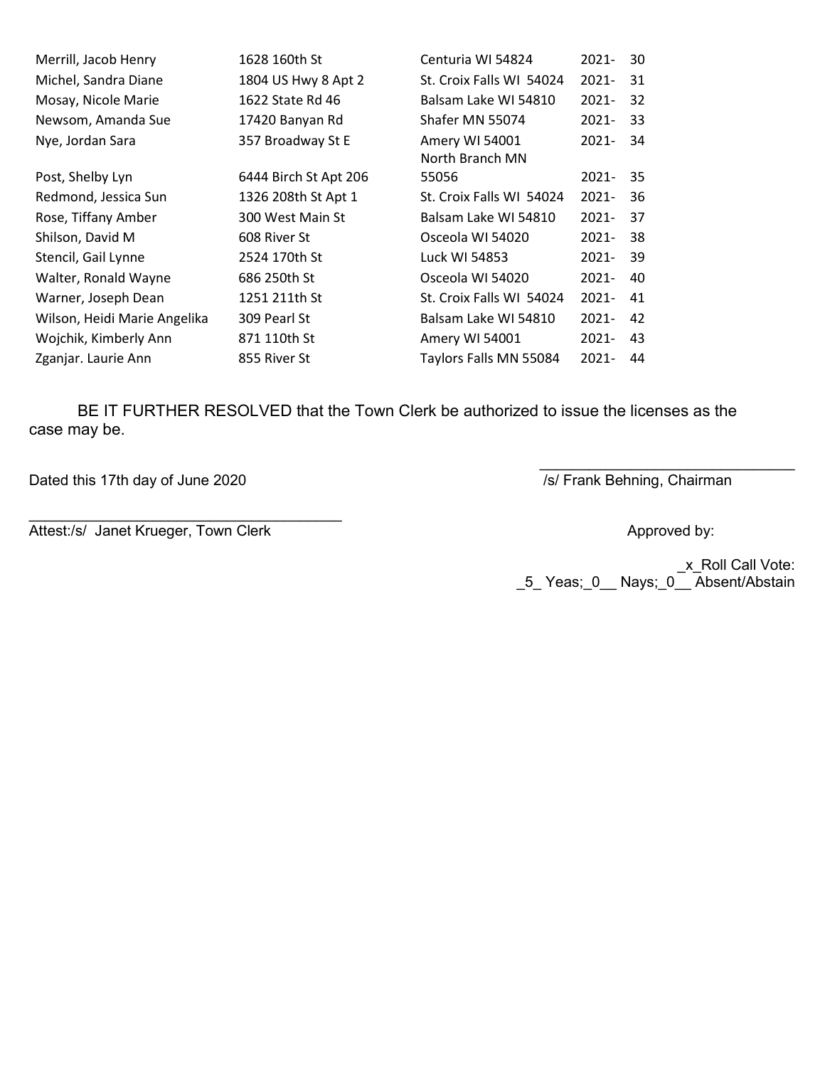| | | | | |
|---|---|---|---|---|
| Merrill, Jacob Henry | 1628 160th St | Centuria WI 54824 | 2021- | 30 |
| Michel, Sandra Diane | 1804 US Hwy 8 Apt 2 | St. Croix Falls WI 54024 | 2021- | 31 |
| Mosay, Nicole Marie | 1622 State Rd 46 | Balsam Lake WI 54810 | 2021- | 32 |
| Newsom, Amanda Sue | 17420 Banyan Rd | Shafer MN 55074 | 2021- | 33 |
| Nye, Jordan Sara | 357 Broadway St E | Amery WI 54001 | 2021- | 34 |
| Post, Shelby Lyn | 6444 Birch St Apt 206 | North Branch MN 55056 | 2021- | 35 |
| Redmond, Jessica Sun | 1326 208th St Apt 1 | St. Croix Falls WI 54024 | 2021- | 36 |
| Rose, Tiffany Amber | 300 West Main St | Balsam Lake WI 54810 | 2021- | 37 |
| Shilson, David M | 608 River St | Osceola WI 54020 | 2021- | 38 |
| Stencil, Gail Lynne | 2524 170th St | Luck WI 54853 | 2021- | 39 |
| Walter, Ronald Wayne | 686 250th St | Osceola WI 54020 | 2021- | 40 |
| Warner, Joseph Dean | 1251 211th St | St. Croix Falls WI 54024 | 2021- | 41 |
| Wilson, Heidi Marie Angelika | 309 Pearl St | Balsam Lake WI 54810 | 2021- | 42 |
| Wojchik, Kimberly Ann | 871 110th St | Amery WI 54001 | 2021- | 43 |
| Zganjar. Laurie Ann | 855 River St | Taylors Falls MN 55084 | 2021- | 44 |

BE IT FURTHER RESOLVED that the Town Clerk be authorized to issue the licenses as the case may be.

Dated this 17th day of June 2020

_______________________________
/s/ Frank Behning, Chairman

_______________________________________
Attest:/s/ Janet Krueger, Town Clerk

Approved by:

_x_Roll Call Vote:
_5_ Yeas;_0__ Nays;_0__ Absent/Abstain